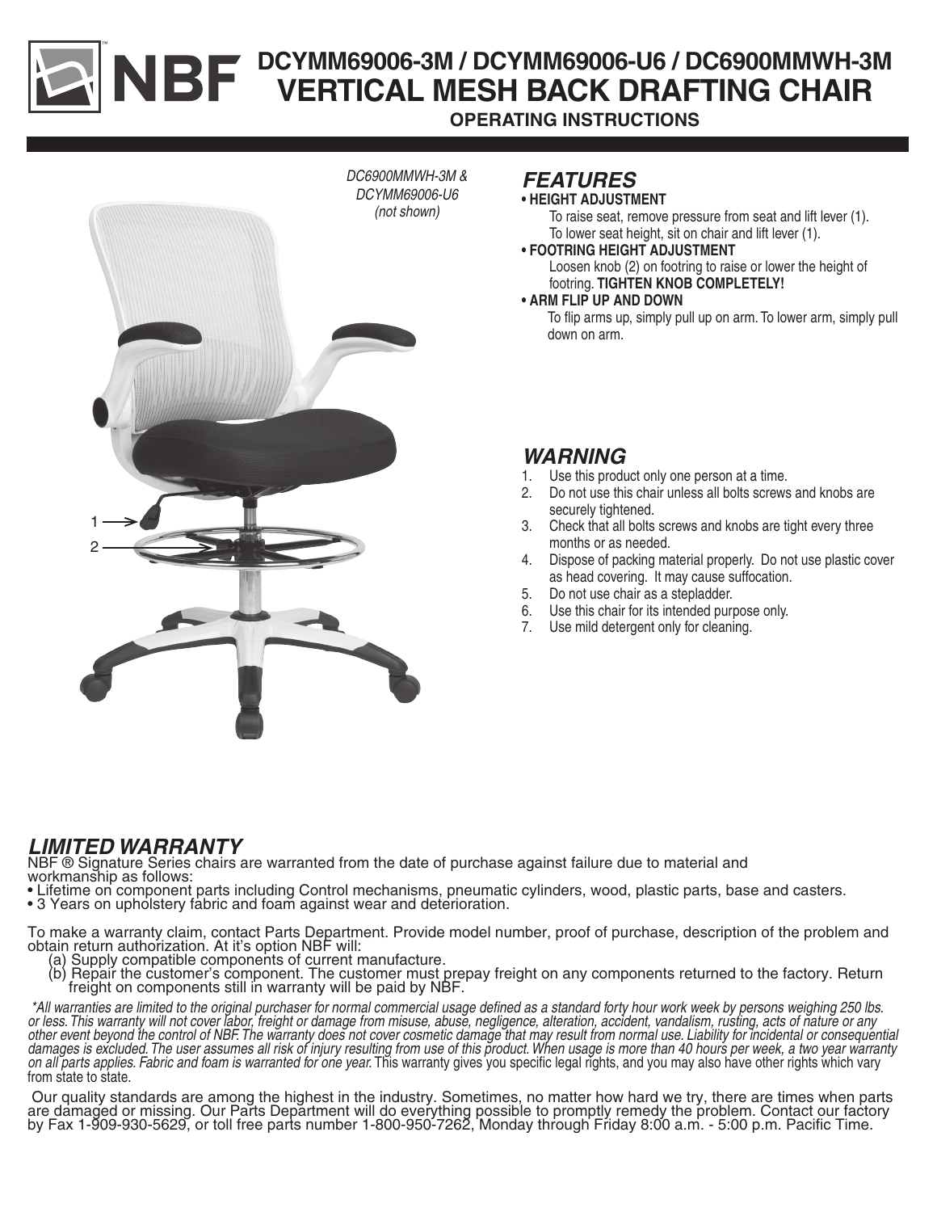# NBF DCYMM69006-3M / DCYMM69006-U6 / DC6900MMWH-3M VERTICAL MESH BACK DRAFTING CHAIR

**OPERATING INSTRUCTIONS**

*DC6900MMWH-3M & DCYMM69006-U6 (not shown)*

1

2

## FEATURES

- **HEIGHT ADJUSTMENT**
  To raise seat, remove pressure from seat and lift lever (1).
  To lower seat height, sit on chair and lift lever (1).
- **FOOTRING HEIGHT ADJUSTMENT**
  Loosen knob (2) on footring to raise or lower the height of footring. **TIGHTEN KNOB COMPLETELY!**
- **ARM FLIP UP AND DOWN**
  To flip arms up, simply pull up on arm. To lower arm, simply pull down on arm.

## WARNING

1. Use this product only one person at a time.
2. Do not use this chair unless all bolts screws and knobs are securely tightened.
3. Check that all bolts screws and knobs are tight every three months or as needed.
4. Dispose of packing material properly. Do not use plastic cover as head covering. It may cause suffocation.
5. Do not use chair as a stepladder.
6. Use this chair for its intended purpose only.
7. Use mild detergent only for cleaning.

## LIMITED WARRANTY

NBF ® Signature Series chairs are warranted from the date of purchase against failure due to material and workmanship as follows:

- Lifetime on component parts including Control mechanisms, pneumatic cylinders, wood, plastic parts, base and casters.
- 3 Years on upholstery fabric and foam against wear and deterioration.

To make a warranty claim, contact Parts Department. Provide model number, proof of purchase, description of the problem and obtain return authorization. At it's option NBF will:

(a) Supply compatible components of current manufacture.
(b) Repair the customer's component. The customer must prepay freight on any components returned to the factory. Return freight on components still in warranty will be paid by NBF.

*\*All warranties are limited to the original purchaser for normal commercial usage defined as a standard forty hour work week by persons weighing 250 lbs. or less. This warranty will not cover labor, freight or damage from misuse, abuse, negligence, alteration, accident, vandalism, rusting, acts of nature or any other event beyond the control of NBF. The warranty does not cover cosmetic damage that may result from normal use. Liability for incidental or consequential damages is excluded. The user assumes all risk of injury resulting from use of this product. When usage is more than 40 hours per week, a two year warranty on all parts applies. Fabric and foam is warranted for one year.* This warranty gives you specific legal rights, and you may also have other rights which vary from state to state.

Our quality standards are among the highest in the industry. Sometimes, no matter how hard we try, there are times when parts are damaged or missing. Our Parts Department will do everything possible to promptly remedy the problem. Contact our factory by Fax 1-909-930-5629, or toll free parts number 1-800-950-7262, Monday through Friday 8:00 a.m. - 5:00 p.m. Pacific Time.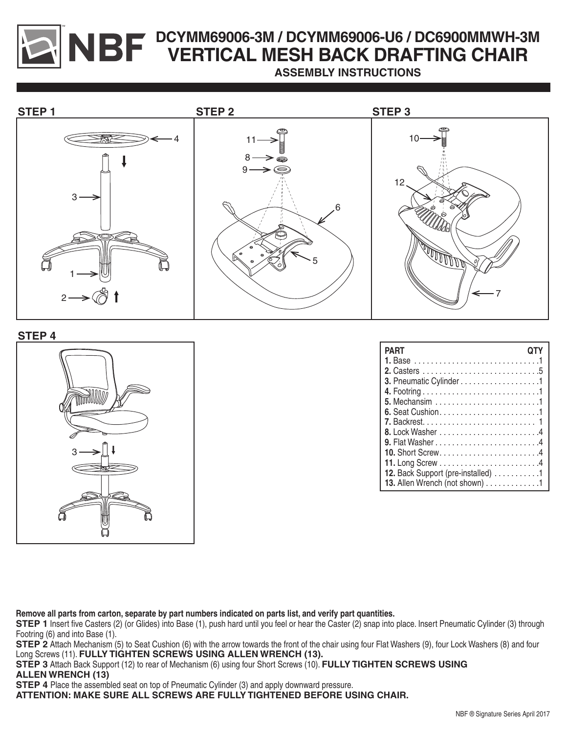# NBF DCYMM69006-3M / DCYMM69006-U6 / DC6900MMWH-3M VERTICAL MESH BACK DRAFTING CHAIR

**ASSEMBLY INSTRUCTIONS**

**STEP 1**

**STEP 2**

**STEP 3**

**STEP 4**

| PART | QTY |
|---|---|
| **1.** Base | 1 |
| **2.** Casters | 5 |
| **3.** Pneumatic Cylinder | 1 |
| **4.** Footring | 1 |
| **5.** Mechansim | 1 |
| **6.** Seat Cushion | 1 |
| **7.** Backrest | 1 |
| **8.** Lock Washer | 4 |
| **9.** Flat Washer | 4 |
| **10.** Short Screw | 4 |
| **11.** Long Screw | 4 |
| **12.** Back Support (pre-installed) | 1 |
| **13.** Allen Wrench (not shown) | 1 |

**Remove all parts from carton, separate by part numbers indicated on parts list, and verify part quantities.**

**STEP 1** Insert five Casters (2) (or Glides) into Base (1), push hard until you feel or hear the Caster (2) snap into place. Insert Pneumatic Cylinder (3) through Footring (6) and into Base (1).

**STEP 2** Attach Mechanism (5) to Seat Cushion (6) with the arrow towards the front of the chair using four Flat Washers (9), four Lock Washers (8) and four Long Screws (11). **FULLY TIGHTEN SCREWS USING ALLEN WRENCH (13).**

**STEP 3** Attach Back Support (12) to rear of Mechanism (6) using four Short Screws (10). **FULLY TIGHTEN SCREWS USING ALLEN WRENCH (13)**

**STEP 4** Place the assembled seat on top of Pneumatic Cylinder (3) and apply downward pressure.

**ATTENTION: MAKE SURE ALL SCREWS ARE FULLY TIGHTENED BEFORE USING CHAIR.**

NBF ® Signature Series April 2017